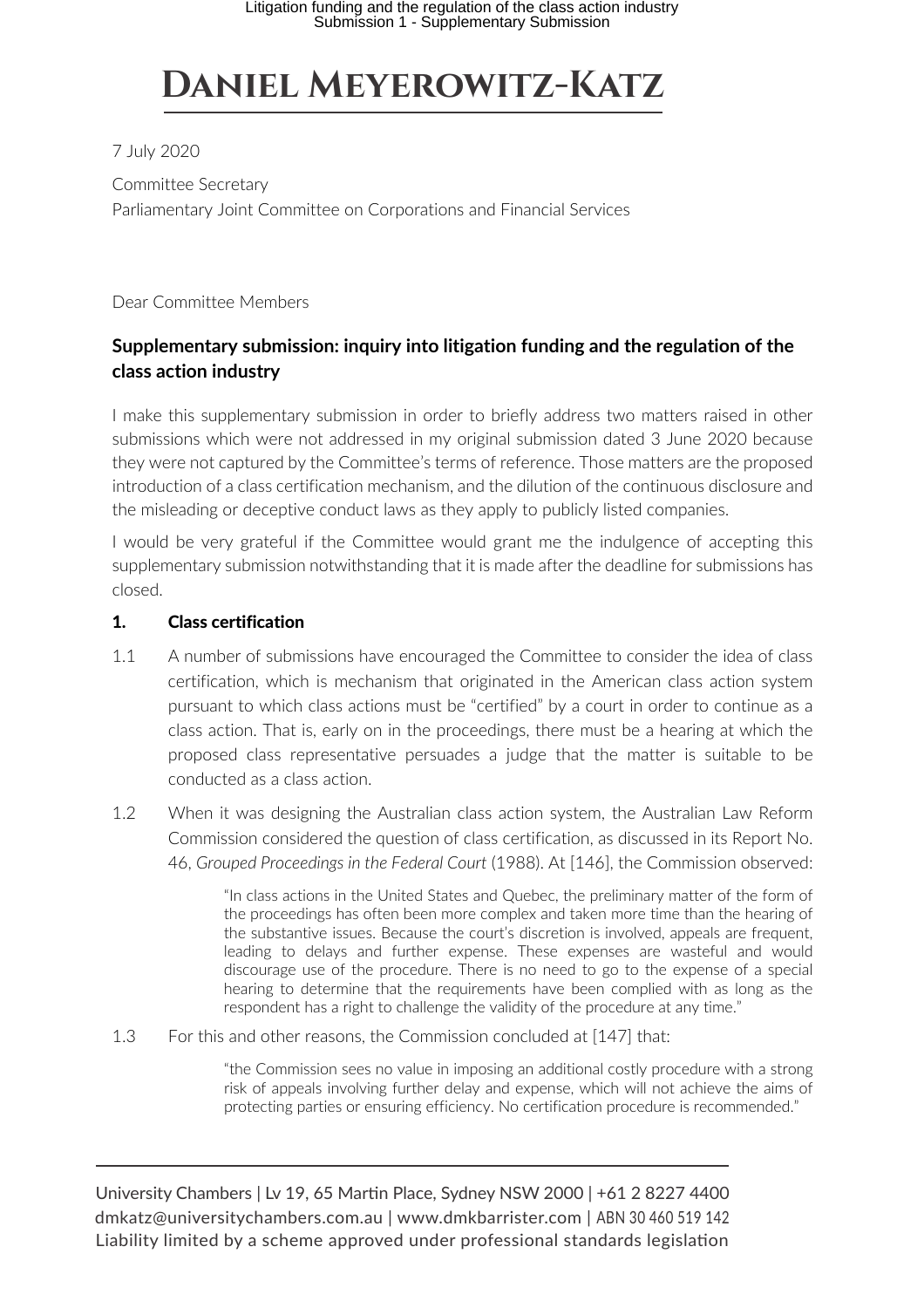# Daniel Meyerowitz-Katz

7 July 2020

Committee Secretary
Parliamentary Joint Committee on Corporations and Financial Services

Dear Committee Members

## Supplementary submission: inquiry into litigation funding and the regulation of the class action industry

I make this supplementary submission in order to briefly address two matters raised in other submissions which were not addressed in my original submission dated 3 June 2020 because they were not captured by the Committee's terms of reference. Those matters are the proposed introduction of a class certification mechanism, and the dilution of the continuous disclosure and the misleading or deceptive conduct laws as they apply to publicly listed companies.

I would be very grateful if the Committee would grant me the indulgence of accepting this supplementary submission notwithstanding that it is made after the deadline for submissions has closed.

### 1. Class certification

1.1 A number of submissions have encouraged the Committee to consider the idea of class certification, which is mechanism that originated in the American class action system pursuant to which class actions must be "certified" by a court in order to continue as a class action. That is, early on in the proceedings, there must be a hearing at which the proposed class representative persuades a judge that the matter is suitable to be conducted as a class action.

1.2 When it was designing the Australian class action system, the Australian Law Reform Commission considered the question of class certification, as discussed in its Report No. 46, *Grouped Proceedings in the Federal Court* (1988). At [146], the Commission observed:

> "In class actions in the United States and Quebec, the preliminary matter of the form of the proceedings has often been more complex and taken more time than the hearing of the substantive issues. Because the court's discretion is involved, appeals are frequent, leading to delays and further expense. These expenses are wasteful and would discourage use of the procedure. There is no need to go to the expense of a special hearing to determine that the requirements have been complied with as long as the respondent has a right to challenge the validity of the procedure at any time."

1.3 For this and other reasons, the Commission concluded at [147] that:

> "the Commission sees no value in imposing an additional costly procedure with a strong risk of appeals involving further delay and expense, which will not achieve the aims of protecting parties or ensuring efficiency. No certification procedure is recommended."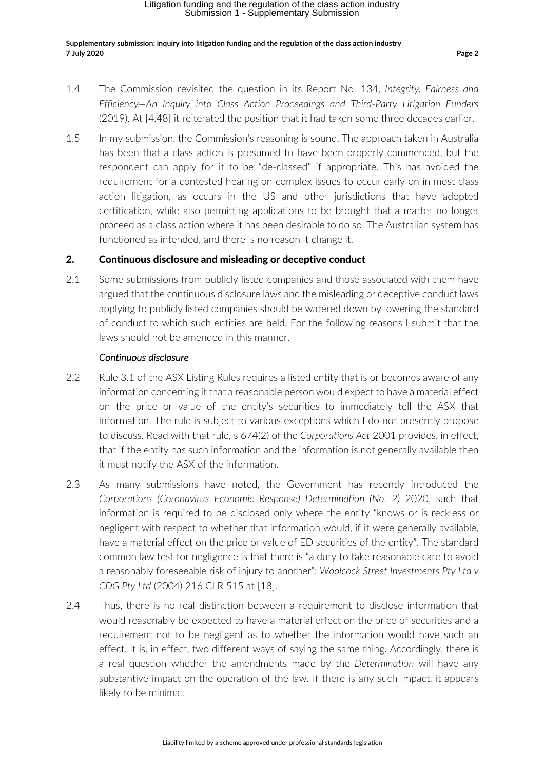1.4 The Commission revisited the question in its Report No. 134, *Integrity, Fairness and Efficiency—An Inquiry into Class Action Proceedings and Third-Party Litigation Funders* (2019). At [4.48] it reiterated the position that it had taken some three decades earlier.

1.5 In my submission, the Commission's reasoning is sound. The approach taken in Australia has been that a class action is presumed to have been properly commenced, but the respondent can apply for it to be "de-classed" if appropriate. This has avoided the requirement for a contested hearing on complex issues to occur early on in most class action litigation, as occurs in the US and other jurisdictions that have adopted certification, while also permitting applications to be brought that a matter no longer proceed as a class action where it has been desirable to do so. The Australian system has functioned as intended, and there is no reason it change it.

## 2. Continuous disclosure and misleading or deceptive conduct

2.1 Some submissions from publicly listed companies and those associated with them have argued that the continuous disclosure laws and the misleading or deceptive conduct laws applying to publicly listed companies should be watered down by lowering the standard of conduct to which such entities are held. For the following reasons I submit that the laws should not be amended in this manner.

### *Continuous disclosure*

2.2 Rule 3.1 of the ASX Listing Rules requires a listed entity that is or becomes aware of any information concerning it that a reasonable person would expect to have a material effect on the price or value of the entity's securities to immediately tell the ASX that information. The rule is subject to various exceptions which I do not presently propose to discuss. Read with that rule, s 674(2) of the *Corporations Act* 2001 provides, in effect, that if the entity has such information and the information is not generally available then it must notify the ASX of the information.

2.3 As many submissions have noted, the Government has recently introduced the *Corporations (Coronavirus Economic Response) Determination (No. 2)* 2020, such that information is required to be disclosed only where the entity "knows or is reckless or negligent with respect to whether that information would, if it were generally available, have a material effect on the price or value of ED securities of the entity". The standard common law test for negligence is that there is "a duty to take reasonable care to avoid a reasonably foreseeable risk of injury to another": *Woolcock Street Investments Pty Ltd v CDG Pty Ltd* (2004) 216 CLR 515 at [18].

2.4 Thus, there is no real distinction between a requirement to disclose information that would reasonably be expected to have a material effect on the price of securities and a requirement not to be negligent as to whether the information would have such an effect. It is, in effect, two different ways of saying the same thing. Accordingly, there is a real question whether the amendments made by the *Determination* will have any substantive impact on the operation of the law. If there is any such impact, it appears likely to be minimal.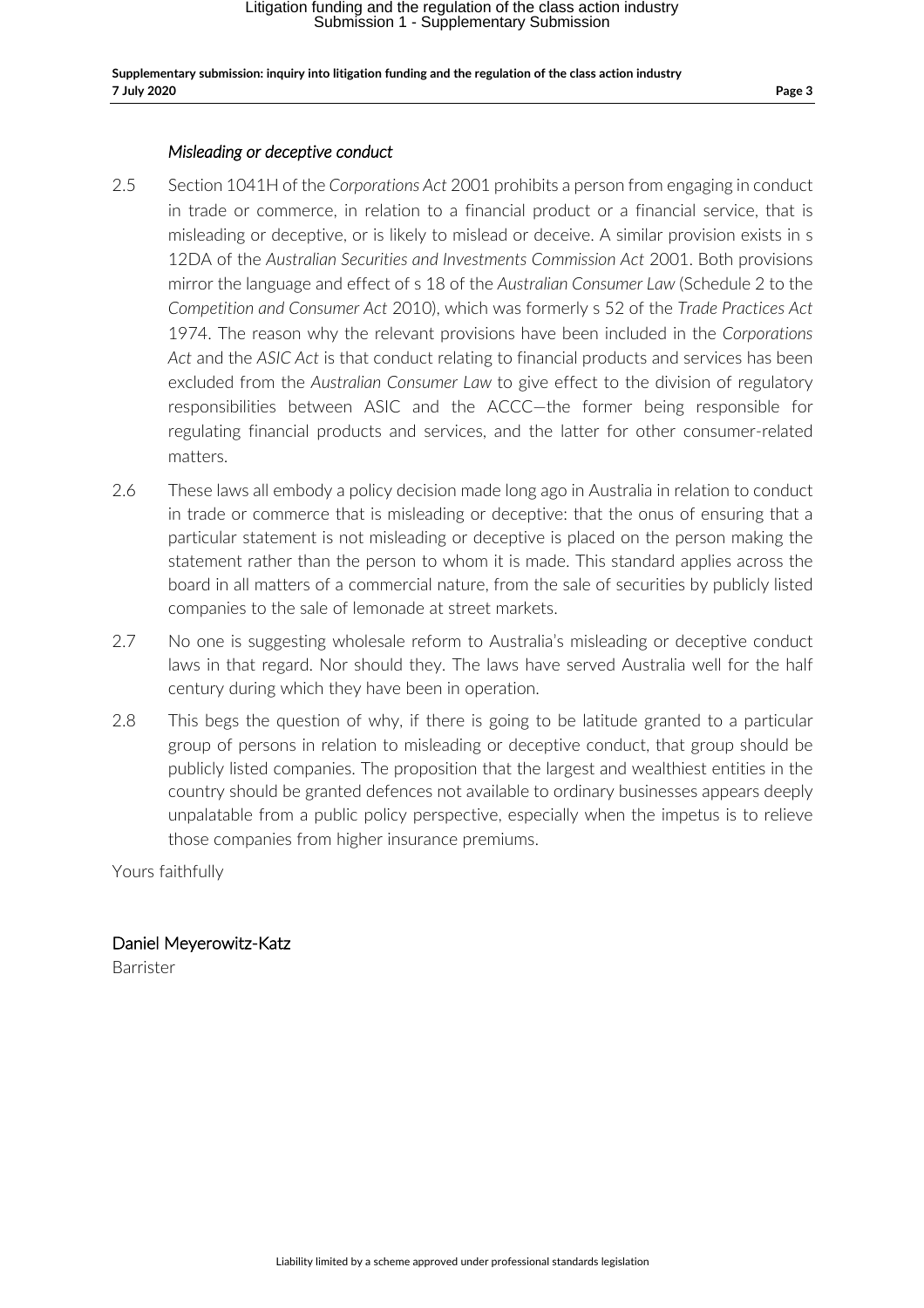*Misleading or deceptive conduct*

2.5 Section 1041H of the *Corporations Act* 2001 prohibits a person from engaging in conduct in trade or commerce, in relation to a financial product or a financial service, that is misleading or deceptive, or is likely to mislead or deceive. A similar provision exists in s 12DA of the *Australian Securities and Investments Commission Act* 2001. Both provisions mirror the language and effect of s 18 of the *Australian Consumer Law* (Schedule 2 to the *Competition and Consumer Act* 2010), which was formerly s 52 of the *Trade Practices Act* 1974. The reason why the relevant provisions have been included in the *Corporations Act* and the *ASIC Act* is that conduct relating to financial products and services has been excluded from the *Australian Consumer Law* to give effect to the division of regulatory responsibilities between ASIC and the ACCC—the former being responsible for regulating financial products and services, and the latter for other consumer-related matters.

2.6 These laws all embody a policy decision made long ago in Australia in relation to conduct in trade or commerce that is misleading or deceptive: that the onus of ensuring that a particular statement is not misleading or deceptive is placed on the person making the statement rather than the person to whom it is made. This standard applies across the board in all matters of a commercial nature, from the sale of securities by publicly listed companies to the sale of lemonade at street markets.

2.7 No one is suggesting wholesale reform to Australia's misleading or deceptive conduct laws in that regard. Nor should they. The laws have served Australia well for the half century during which they have been in operation.

2.8 This begs the question of why, if there is going to be latitude granted to a particular group of persons in relation to misleading or deceptive conduct, that group should be publicly listed companies. The proposition that the largest and wealthiest entities in the country should be granted defences not available to ordinary businesses appears deeply unpalatable from a public policy perspective, especially when the impetus is to relieve those companies from higher insurance premiums.

Yours faithfully

Daniel Meyerowitz-Katz
Barrister

Liability limited by a scheme approved under professional standards legislation